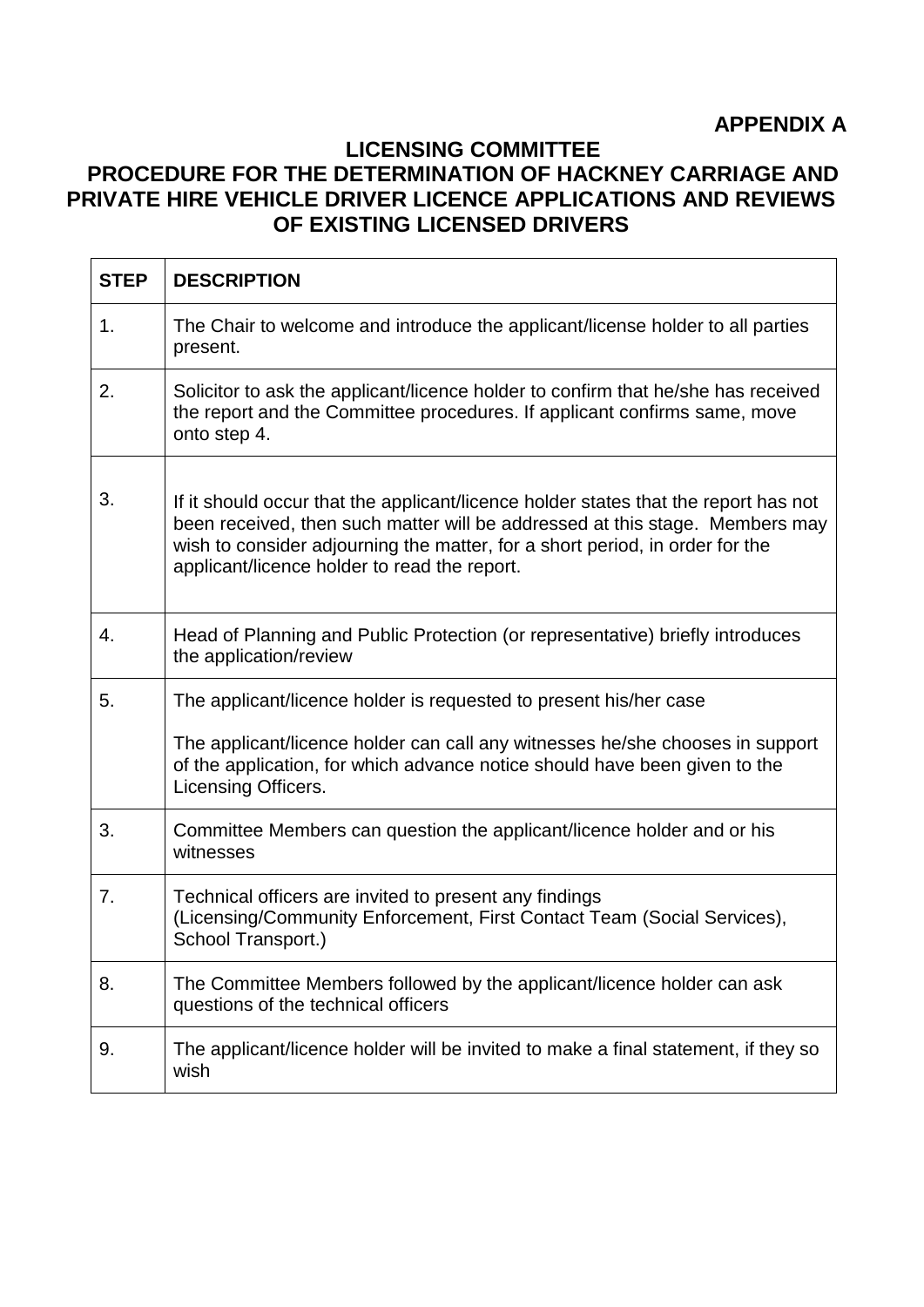**APPENDIX A**

# LICENSING COMMITTEE

## PROCEDURE FOR THE DETERMINATION OF HACKNEY CARRIAGE AND PRIVATE HIRE VEHICLE DRIVER LICENCE APPLICATIONS AND REVIEWS OF EXISTING LICENSED DRIVERS

| STEP | DESCRIPTION |
|---|---|
| 1. | The Chair to welcome and introduce the applicant/license holder to all parties present. |
| 2. | Solicitor to ask the applicant/licence holder to confirm that he/she has received the report and the Committee procedures. If applicant confirms same, move onto step 4. |
| 3. | If it should occur that the applicant/licence holder states that the report has not been received, then such matter will be addressed at this stage. Members may wish to consider adjourning the matter, for a short period, in order for the applicant/licence holder to read the report. |
| 4. | Head of Planning and Public Protection (or representative) briefly introduces the application/review |
| 5. | The applicant/licence holder is requested to present his/her case<br><br>The applicant/licence holder can call any witnesses he/she chooses in support of the application, for which advance notice should have been given to the Licensing Officers. |
| 3. | Committee Members can question the applicant/licence holder and or his witnesses |
| 7. | Technical officers are invited to present any findings (Licensing/Community Enforcement, First Contact Team (Social Services), School Transport.) |
| 8. | The Committee Members followed by the applicant/licence holder can ask questions of the technical officers |
| 9. | The applicant/licence holder will be invited to make a final statement, if they so wish |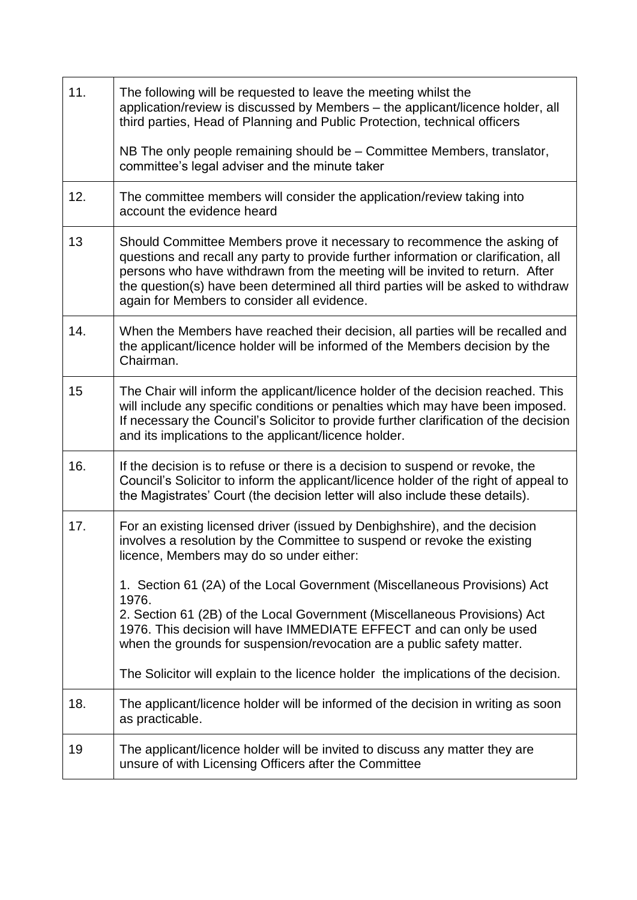| | |
|---|---|
| 11. | The following will be requested to leave the meeting whilst the application/review is discussed by Members – the applicant/licence holder, all third parties, Head of Planning and Public Protection, technical officers<br><br>NB The only people remaining should be – Committee Members, translator, committee's legal adviser and the minute taker |
| 12. | The committee members will consider the application/review taking into account the evidence heard |
| 13 | Should Committee Members prove it necessary to recommence the asking of questions and recall any party to provide further information or clarification, all persons who have withdrawn from the meeting will be invited to return. After the question(s) have been determined all third parties will be asked to withdraw again for Members to consider all evidence. |
| 14. | When the Members have reached their decision, all parties will be recalled and the applicant/licence holder will be informed of the Members decision by the Chairman. |
| 15 | The Chair will inform the applicant/licence holder of the decision reached. This will include any specific conditions or penalties which may have been imposed. If necessary the Council's Solicitor to provide further clarification of the decision and its implications to the applicant/licence holder. |
| 16. | If the decision is to refuse or there is a decision to suspend or revoke, the Council's Solicitor to inform the applicant/licence holder of the right of appeal to the Magistrates' Court (the decision letter will also include these details). |
| 17. | For an existing licensed driver (issued by Denbighshire), and the decision involves a resolution by the Committee to suspend or revoke the existing licence, Members may do so under either:<br><br>1. Section 61 (2A) of the Local Government (Miscellaneous Provisions) Act 1976.<br>2. Section 61 (2B) of the Local Government (Miscellaneous Provisions) Act 1976. This decision will have IMMEDIATE EFFECT and can only be used when the grounds for suspension/revocation are a public safety matter.<br><br>The Solicitor will explain to the licence holder the implications of the decision. |
| 18. | The applicant/licence holder will be informed of the decision in writing as soon as practicable. |
| 19 | The applicant/licence holder will be invited to discuss any matter they are unsure of with Licensing Officers after the Committee |